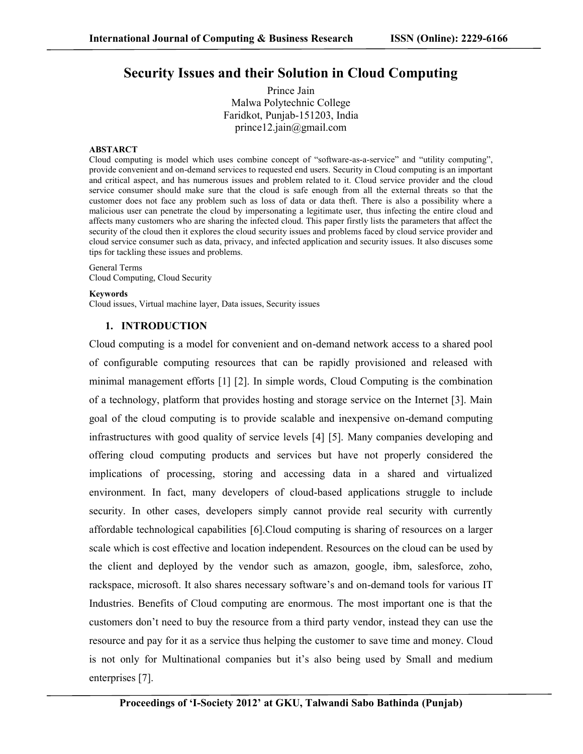# Security Issues and their Solution in Cloud Computing

Prince Jain
Malwa Polytechnic College
Faridkot, Punjab-151203, India
prince12.jain@gmail.com

**ABSTARCT**

Cloud computing is model which uses combine concept of "software-as-a-service" and "utility computing", provide convenient and on-demand services to requested end users. Security in Cloud computing is an important and critical aspect, and has numerous issues and problem related to it. Cloud service provider and the cloud service consumer should make sure that the cloud is safe enough from all the external threats so that the customer does not face any problem such as loss of data or data theft. There is also a possibility where a malicious user can penetrate the cloud by impersonating a legitimate user, thus infecting the entire cloud and affects many customers who are sharing the infected cloud. This paper firstly lists the parameters that affect the security of the cloud then it explores the cloud security issues and problems faced by cloud service provider and cloud service consumer such as data, privacy, and infected application and security issues. It also discuses some tips for tackling these issues and problems.

General Terms
Cloud Computing, Cloud Security

**Keywords**
Cloud issues, Virtual machine layer, Data issues, Security issues

## 1. INTRODUCTION

Cloud computing is a model for convenient and on-demand network access to a shared pool of configurable computing resources that can be rapidly provisioned and released with minimal management efforts [1] [2]. In simple words, Cloud Computing is the combination of a technology, platform that provides hosting and storage service on the Internet [3]. Main goal of the cloud computing is to provide scalable and inexpensive on-demand computing infrastructures with good quality of service levels [4] [5]. Many companies developing and offering cloud computing products and services but have not properly considered the implications of processing, storing and accessing data in a shared and virtualized environment. In fact, many developers of cloud-based applications struggle to include security. In other cases, developers simply cannot provide real security with currently affordable technological capabilities [6].Cloud computing is sharing of resources on a larger scale which is cost effective and location independent. Resources on the cloud can be used by the client and deployed by the vendor such as amazon, google, ibm, salesforce, zoho, rackspace, microsoft. It also shares necessary software's and on-demand tools for various IT Industries. Benefits of Cloud computing are enormous. The most important one is that the customers don't need to buy the resource from a third party vendor, instead they can use the resource and pay for it as a service thus helping the customer to save time and money. Cloud is not only for Multinational companies but it's also being used by Small and medium enterprises [7].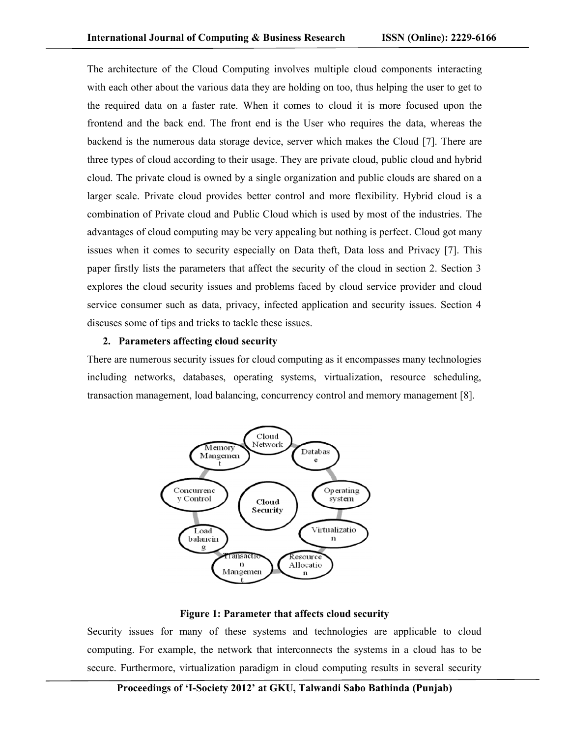The architecture of the Cloud Computing involves multiple cloud components interacting with each other about the various data they are holding on too, thus helping the user to get to the required data on a faster rate. When it comes to cloud it is more focused upon the frontend and the back end. The front end is the User who requires the data, whereas the backend is the numerous data storage device, server which makes the Cloud [7]. There are three types of cloud according to their usage. They are private cloud, public cloud and hybrid cloud. The private cloud is owned by a single organization and public clouds are shared on a larger scale. Private cloud provides better control and more flexibility. Hybrid cloud is a combination of Private cloud and Public Cloud which is used by most of the industries. The advantages of cloud computing may be very appealing but nothing is perfect. Cloud got many issues when it comes to security especially on Data theft, Data loss and Privacy [7]. This paper firstly lists the parameters that affect the security of the cloud in section 2. Section 3 explores the cloud security issues and problems faced by cloud service provider and cloud service consumer such as data, privacy, infected application and security issues. Section 4 discuses some of tips and tricks to tackle these issues.

## 2. Parameters affecting cloud security

There are numerous security issues for cloud computing as it encompasses many technologies including networks, databases, operating systems, virtualization, resource scheduling, transaction management, load balancing, concurrency control and memory management [8].

**Figure 1: Parameter that affects cloud security**

Security issues for many of these systems and technologies are applicable to cloud computing. For example, the network that interconnects the systems in a cloud has to be secure. Furthermore, virtualization paradigm in cloud computing results in several security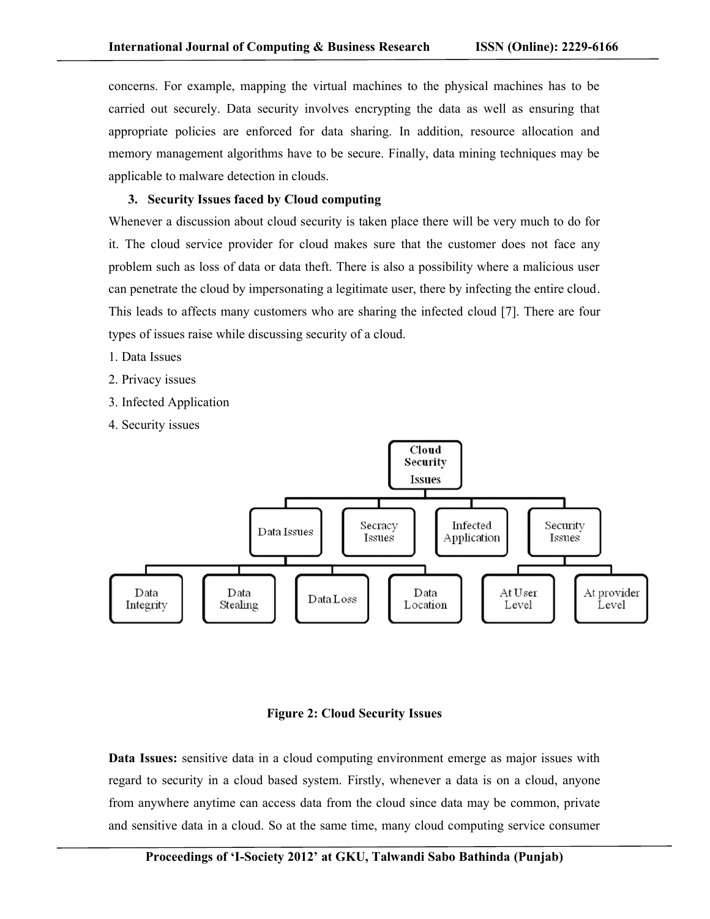concerns. For example, mapping the virtual machines to the physical machines has to be carried out securely. Data security involves encrypting the data as well as ensuring that appropriate policies are enforced for data sharing. In addition, resource allocation and memory management algorithms have to be secure. Finally, data mining techniques may be applicable to malware detection in clouds.

### 3. Security Issues faced by Cloud computing

Whenever a discussion about cloud security is taken place there will be very much to do for it. The cloud service provider for cloud makes sure that the customer does not face any problem such as loss of data or data theft. There is also a possibility where a malicious user can penetrate the cloud by impersonating a legitimate user, there by infecting the entire cloud. This leads to affects many customers who are sharing the infected cloud [7]. There are four types of issues raise while discussing security of a cloud.

1. Data Issues
2. Privacy issues
3. Infected Application
4. Security issues

**Figure 2: Cloud Security Issues**

**Data Issues:** sensitive data in a cloud computing environment emerge as major issues with regard to security in a cloud based system. Firstly, whenever a data is on a cloud, anyone from anywhere anytime can access data from the cloud since data may be common, private and sensitive data in a cloud. So at the same time, many cloud computing service consumer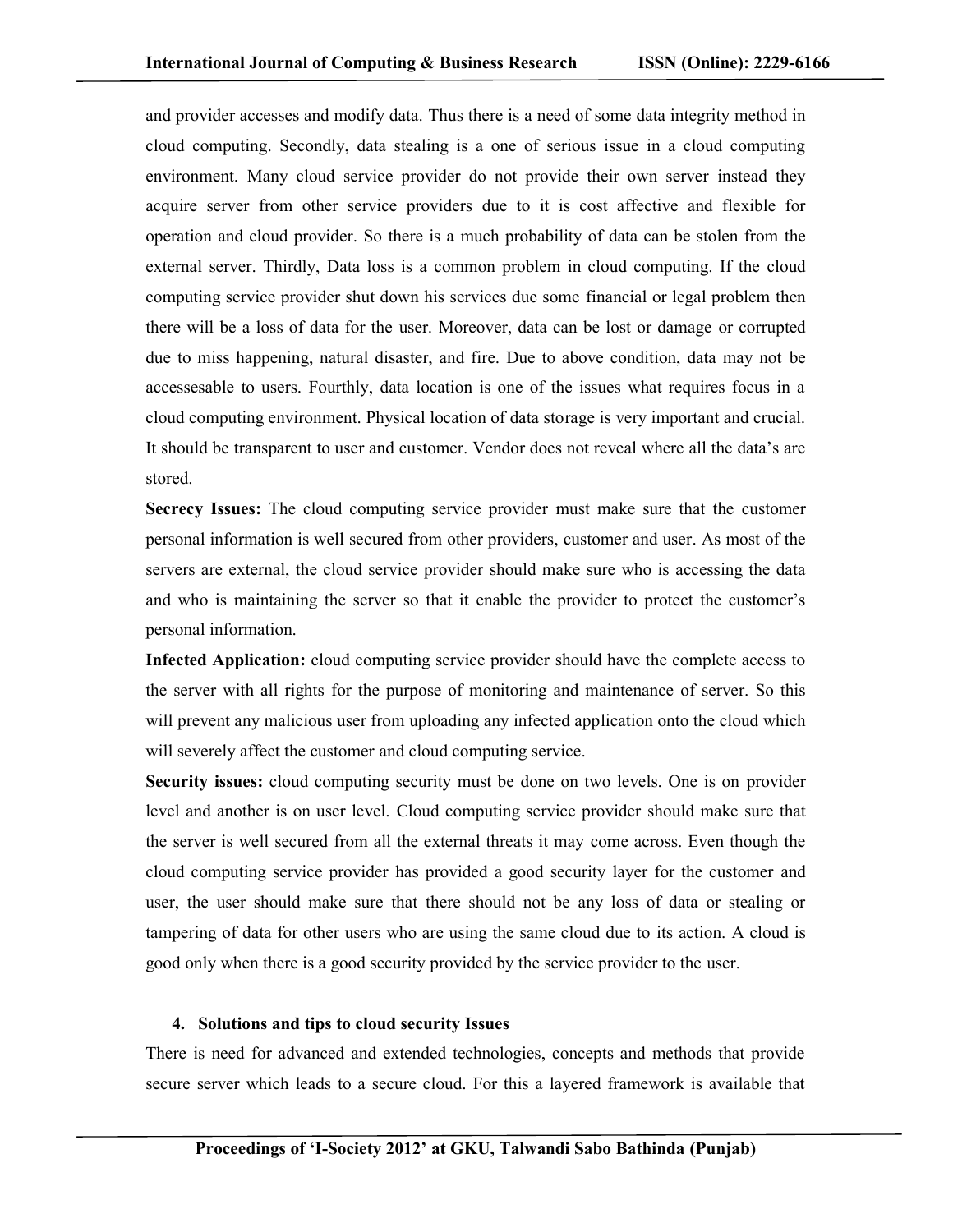and provider accesses and modify data. Thus there is a need of some data integrity method in cloud computing. Secondly, data stealing is a one of serious issue in a cloud computing environment. Many cloud service provider do not provide their own server instead they acquire server from other service providers due to it is cost affective and flexible for operation and cloud provider. So there is a much probability of data can be stolen from the external server. Thirdly, Data loss is a common problem in cloud computing. If the cloud computing service provider shut down his services due some financial or legal problem then there will be a loss of data for the user. Moreover, data can be lost or damage or corrupted due to miss happening, natural disaster, and fire. Due to above condition, data may not be accessesable to users. Fourthly, data location is one of the issues what requires focus in a cloud computing environment. Physical location of data storage is very important and crucial. It should be transparent to user and customer. Vendor does not reveal where all the data's are stored.

**Secrecy Issues:** The cloud computing service provider must make sure that the customer personal information is well secured from other providers, customer and user. As most of the servers are external, the cloud service provider should make sure who is accessing the data and who is maintaining the server so that it enable the provider to protect the customer's personal information.

**Infected Application:** cloud computing service provider should have the complete access to the server with all rights for the purpose of monitoring and maintenance of server. So this will prevent any malicious user from uploading any infected application onto the cloud which will severely affect the customer and cloud computing service.

**Security issues:** cloud computing security must be done on two levels. One is on provider level and another is on user level. Cloud computing service provider should make sure that the server is well secured from all the external threats it may come across. Even though the cloud computing service provider has provided a good security layer for the customer and user, the user should make sure that there should not be any loss of data or stealing or tampering of data for other users who are using the same cloud due to its action. A cloud is good only when there is a good security provided by the service provider to the user.

## 4. Solutions and tips to cloud security Issues

There is need for advanced and extended technologies, concepts and methods that provide secure server which leads to a secure cloud. For this a layered framework is available that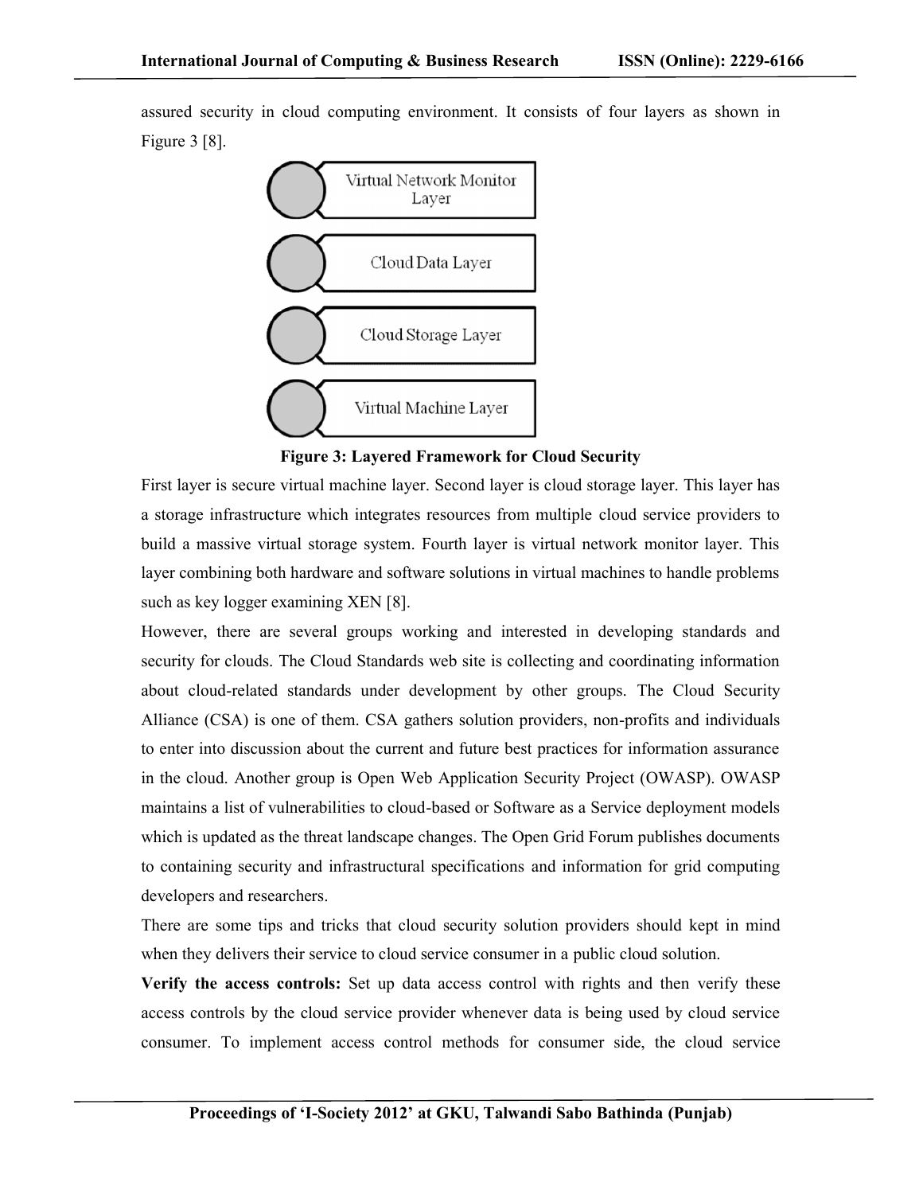assured security in cloud computing environment. It consists of four layers as shown in Figure 3 [8].

Virtual Network Monitor Layer

Cloud Data Layer

Cloud Storage Layer

Virtual Machine Layer

**Figure 3: Layered Framework for Cloud Security**

First layer is secure virtual machine layer. Second layer is cloud storage layer. This layer has a storage infrastructure which integrates resources from multiple cloud service providers to build a massive virtual storage system. Fourth layer is virtual network monitor layer. This layer combining both hardware and software solutions in virtual machines to handle problems such as key logger examining XEN [8].

However, there are several groups working and interested in developing standards and security for clouds. The Cloud Standards web site is collecting and coordinating information about cloud-related standards under development by other groups. The Cloud Security Alliance (CSA) is one of them. CSA gathers solution providers, non-profits and individuals to enter into discussion about the current and future best practices for information assurance in the cloud. Another group is Open Web Application Security Project (OWASP). OWASP maintains a list of vulnerabilities to cloud-based or Software as a Service deployment models which is updated as the threat landscape changes. The Open Grid Forum publishes documents to containing security and infrastructural specifications and information for grid computing developers and researchers.

There are some tips and tricks that cloud security solution providers should kept in mind when they delivers their service to cloud service consumer in a public cloud solution.

**Verify the access controls:** Set up data access control with rights and then verify these access controls by the cloud service provider whenever data is being used by cloud service consumer. To implement access control methods for consumer side, the cloud service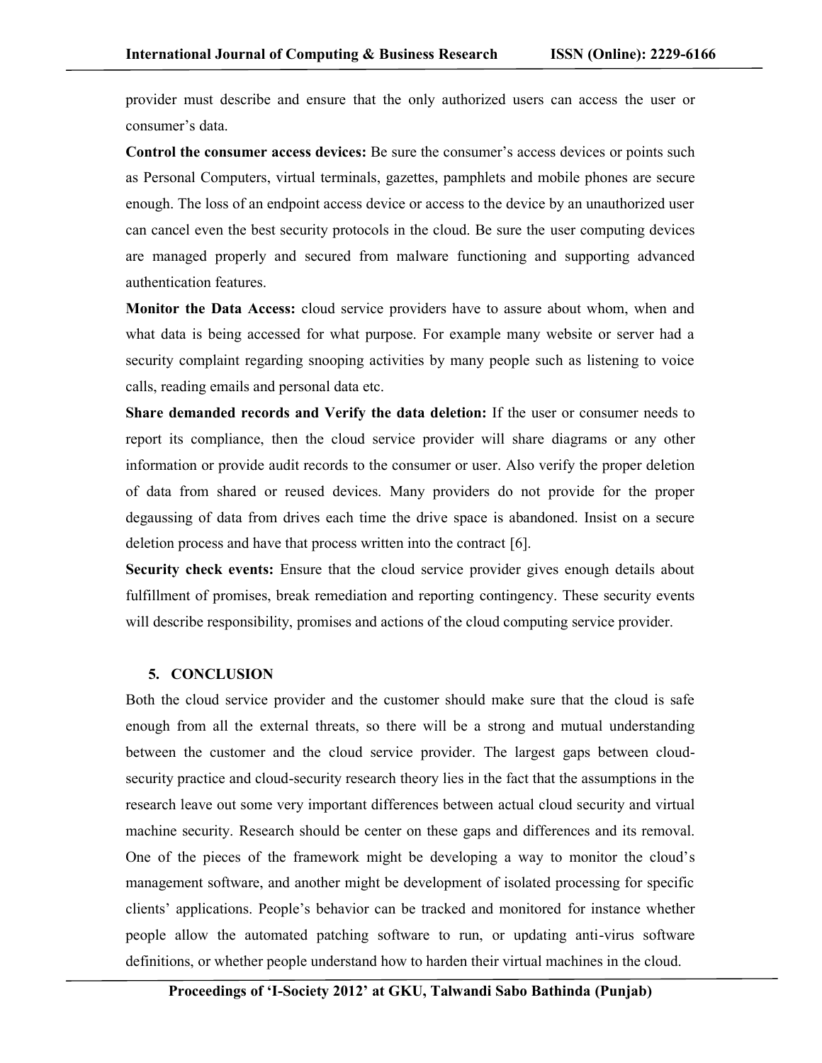provider must describe and ensure that the only authorized users can access the user or consumer's data.

**Control the consumer access devices:** Be sure the consumer's access devices or points such as Personal Computers, virtual terminals, gazettes, pamphlets and mobile phones are secure enough. The loss of an endpoint access device or access to the device by an unauthorized user can cancel even the best security protocols in the cloud. Be sure the user computing devices are managed properly and secured from malware functioning and supporting advanced authentication features.

**Monitor the Data Access:** cloud service providers have to assure about whom, when and what data is being accessed for what purpose. For example many website or server had a security complaint regarding snooping activities by many people such as listening to voice calls, reading emails and personal data etc.

**Share demanded records and Verify the data deletion:** If the user or consumer needs to report its compliance, then the cloud service provider will share diagrams or any other information or provide audit records to the consumer or user. Also verify the proper deletion of data from shared or reused devices. Many providers do not provide for the proper degaussing of data from drives each time the drive space is abandoned. Insist on a secure deletion process and have that process written into the contract [6].

**Security check events:** Ensure that the cloud service provider gives enough details about fulfillment of promises, break remediation and reporting contingency. These security events will describe responsibility, promises and actions of the cloud computing service provider.

## 5. CONCLUSION

Both the cloud service provider and the customer should make sure that the cloud is safe enough from all the external threats, so there will be a strong and mutual understanding between the customer and the cloud service provider. The largest gaps between cloud-security practice and cloud-security research theory lies in the fact that the assumptions in the research leave out some very important differences between actual cloud security and virtual machine security. Research should be center on these gaps and differences and its removal. One of the pieces of the framework might be developing a way to monitor the cloud's management software, and another might be development of isolated processing for specific clients' applications. People's behavior can be tracked and monitored for instance whether people allow the automated patching software to run, or updating anti-virus software definitions, or whether people understand how to harden their virtual machines in the cloud.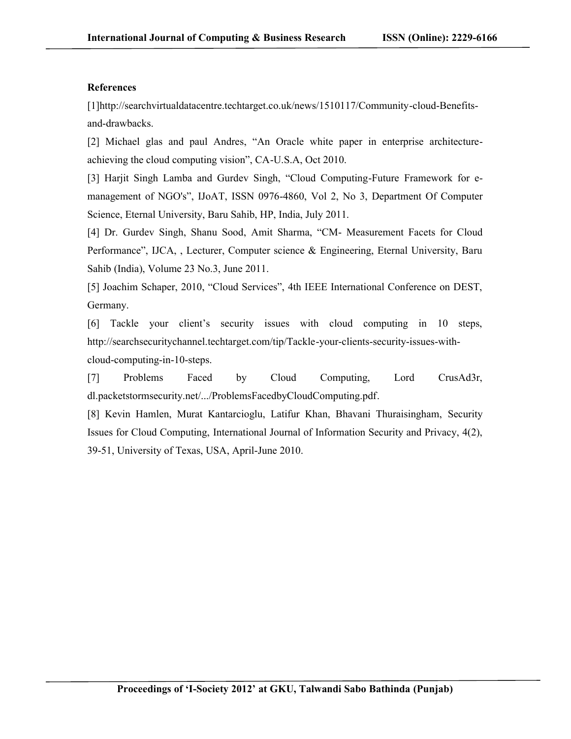**References**

[1]http://searchvirtualdatacentre.techtarget.co.uk/news/1510117/Community-cloud-Benefits-and-drawbacks.

[2] Michael glas and paul Andres, "An Oracle white paper in enterprise architecture-achieving the cloud computing vision", CA-U.S.A, Oct 2010.

[3] Harjit Singh Lamba and Gurdev Singh, "Cloud Computing-Future Framework for e-management of NGO's", IJoAT, ISSN 0976-4860, Vol 2, No 3, Department Of Computer Science, Eternal University, Baru Sahib, HP, India, July 2011.

[4] Dr. Gurdev Singh, Shanu Sood, Amit Sharma, "CM- Measurement Facets for Cloud Performance", IJCA, , Lecturer, Computer science & Engineering, Eternal University, Baru Sahib (India), Volume 23 No.3, June 2011.

[5] Joachim Schaper, 2010, "Cloud Services", 4th IEEE International Conference on DEST, Germany.

[6] Tackle your client's security issues with cloud computing in 10 steps, http://searchsecuritychannel.techtarget.com/tip/Tackle-your-clients-security-issues-with-cloud-computing-in-10-steps.

[7] Problems Faced by Cloud Computing, Lord CrusAd3r, dl.packetstormsecurity.net/.../ProblemsFacedbyCloudComputing.pdf.

[8] Kevin Hamlen, Murat Kantarcioglu, Latifur Khan, Bhavani Thuraisingham, Security Issues for Cloud Computing, International Journal of Information Security and Privacy, 4(2), 39-51, University of Texas, USA, April-June 2010.